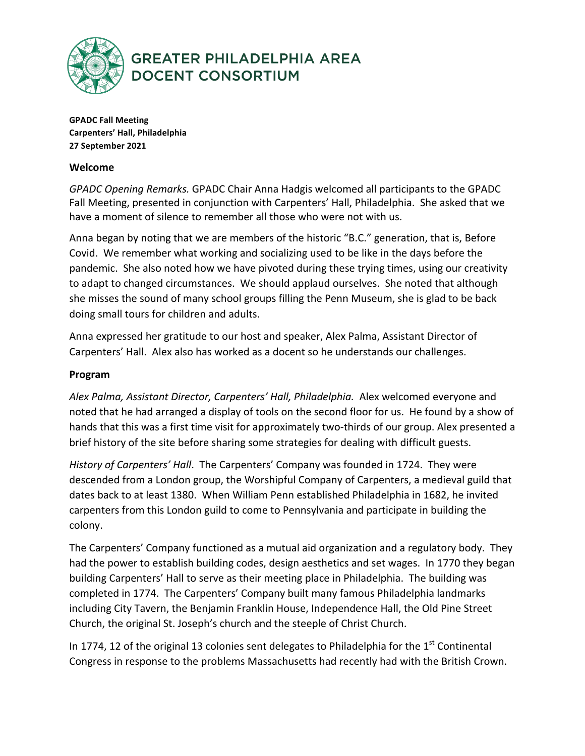# GREATER PHILADELPHIA AREA DOCENT CONSORTIUM

**GPADC Fall Meeting**
**Carpenters' Hall, Philadelphia**
**27 September 2021**

## Welcome

*GPADC Opening Remarks.* GPADC Chair Anna Hadgis welcomed all participants to the GPADC Fall Meeting, presented in conjunction with Carpenters' Hall, Philadelphia. She asked that we have a moment of silence to remember all those who were not with us.

Anna began by noting that we are members of the historic "B.C." generation, that is, Before Covid. We remember what working and socializing used to be like in the days before the pandemic. She also noted how we have pivoted during these trying times, using our creativity to adapt to changed circumstances. We should applaud ourselves. She noted that although she misses the sound of many school groups filling the Penn Museum, she is glad to be back doing small tours for children and adults.

Anna expressed her gratitude to our host and speaker, Alex Palma, Assistant Director of Carpenters' Hall. Alex also has worked as a docent so he understands our challenges.

## Program

*Alex Palma, Assistant Director, Carpenters' Hall, Philadelphia.* Alex welcomed everyone and noted that he had arranged a display of tools on the second floor for us. He found by a show of hands that this was a first time visit for approximately two-thirds of our group. Alex presented a brief history of the site before sharing some strategies for dealing with difficult guests.

*History of Carpenters' Hall*. The Carpenters' Company was founded in 1724. They were descended from a London group, the Worshipful Company of Carpenters, a medieval guild that dates back to at least 1380. When William Penn established Philadelphia in 1682, he invited carpenters from this London guild to come to Pennsylvania and participate in building the colony.

The Carpenters' Company functioned as a mutual aid organization and a regulatory body. They had the power to establish building codes, design aesthetics and set wages. In 1770 they began building Carpenters' Hall to serve as their meeting place in Philadelphia. The building was completed in 1774. The Carpenters' Company built many famous Philadelphia landmarks including City Tavern, the Benjamin Franklin House, Independence Hall, the Old Pine Street Church, the original St. Joseph's church and the steeple of Christ Church.

In 1774, 12 of the original 13 colonies sent delegates to Philadelphia for the 1st Continental Congress in response to the problems Massachusetts had recently had with the British Crown.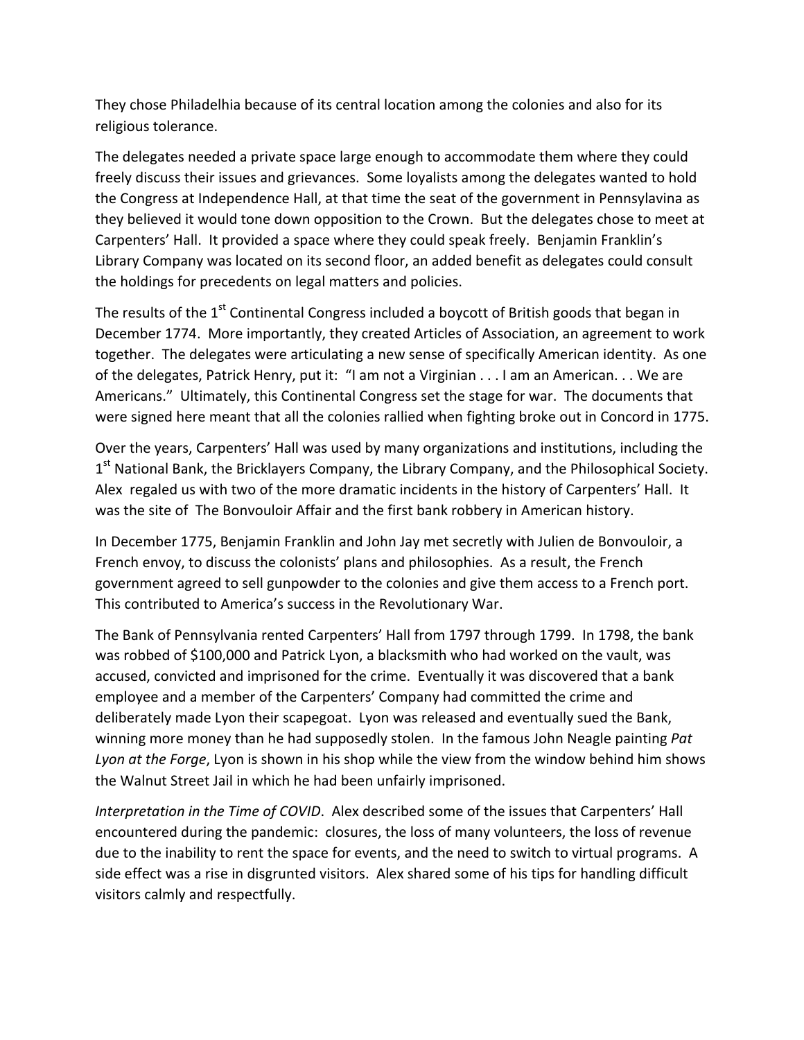They chose Philadelhia because of its central location among the colonies and also for its religious tolerance.

The delegates needed a private space large enough to accommodate them where they could freely discuss their issues and grievances. Some loyalists among the delegates wanted to hold the Congress at Independence Hall, at that time the seat of the government in Pennsylavina as they believed it would tone down opposition to the Crown. But the delegates chose to meet at Carpenters' Hall. It provided a space where they could speak freely. Benjamin Franklin's Library Company was located on its second floor, an added benefit as delegates could consult the holdings for precedents on legal matters and policies.

The results of the 1st Continental Congress included a boycott of British goods that began in December 1774. More importantly, they created Articles of Association, an agreement to work together. The delegates were articulating a new sense of specifically American identity. As one of the delegates, Patrick Henry, put it: "I am not a Virginian . . . I am an American. . . We are Americans." Ultimately, this Continental Congress set the stage for war. The documents that were signed here meant that all the colonies rallied when fighting broke out in Concord in 1775.

Over the years, Carpenters' Hall was used by many organizations and institutions, including the 1st National Bank, the Bricklayers Company, the Library Company, and the Philosophical Society. Alex regaled us with two of the more dramatic incidents in the history of Carpenters' Hall. It was the site of The Bonvouloir Affair and the first bank robbery in American history.

In December 1775, Benjamin Franklin and John Jay met secretly with Julien de Bonvouloir, a French envoy, to discuss the colonists' plans and philosophies. As a result, the French government agreed to sell gunpowder to the colonies and give them access to a French port. This contributed to America's success in the Revolutionary War.

The Bank of Pennsylvania rented Carpenters' Hall from 1797 through 1799. In 1798, the bank was robbed of $100,000 and Patrick Lyon, a blacksmith who had worked on the vault, was accused, convicted and imprisoned for the crime. Eventually it was discovered that a bank employee and a member of the Carpenters' Company had committed the crime and deliberately made Lyon their scapegoat. Lyon was released and eventually sued the Bank, winning more money than he had supposedly stolen. In the famous John Neagle painting *Pat Lyon at the Forge*, Lyon is shown in his shop while the view from the window behind him shows the Walnut Street Jail in which he had been unfairly imprisoned.

*Interpretation in the Time of COVID*. Alex described some of the issues that Carpenters' Hall encountered during the pandemic: closures, the loss of many volunteers, the loss of revenue due to the inability to rent the space for events, and the need to switch to virtual programs. A side effect was a rise in disgrunted visitors. Alex shared some of his tips for handling difficult visitors calmly and respectfully.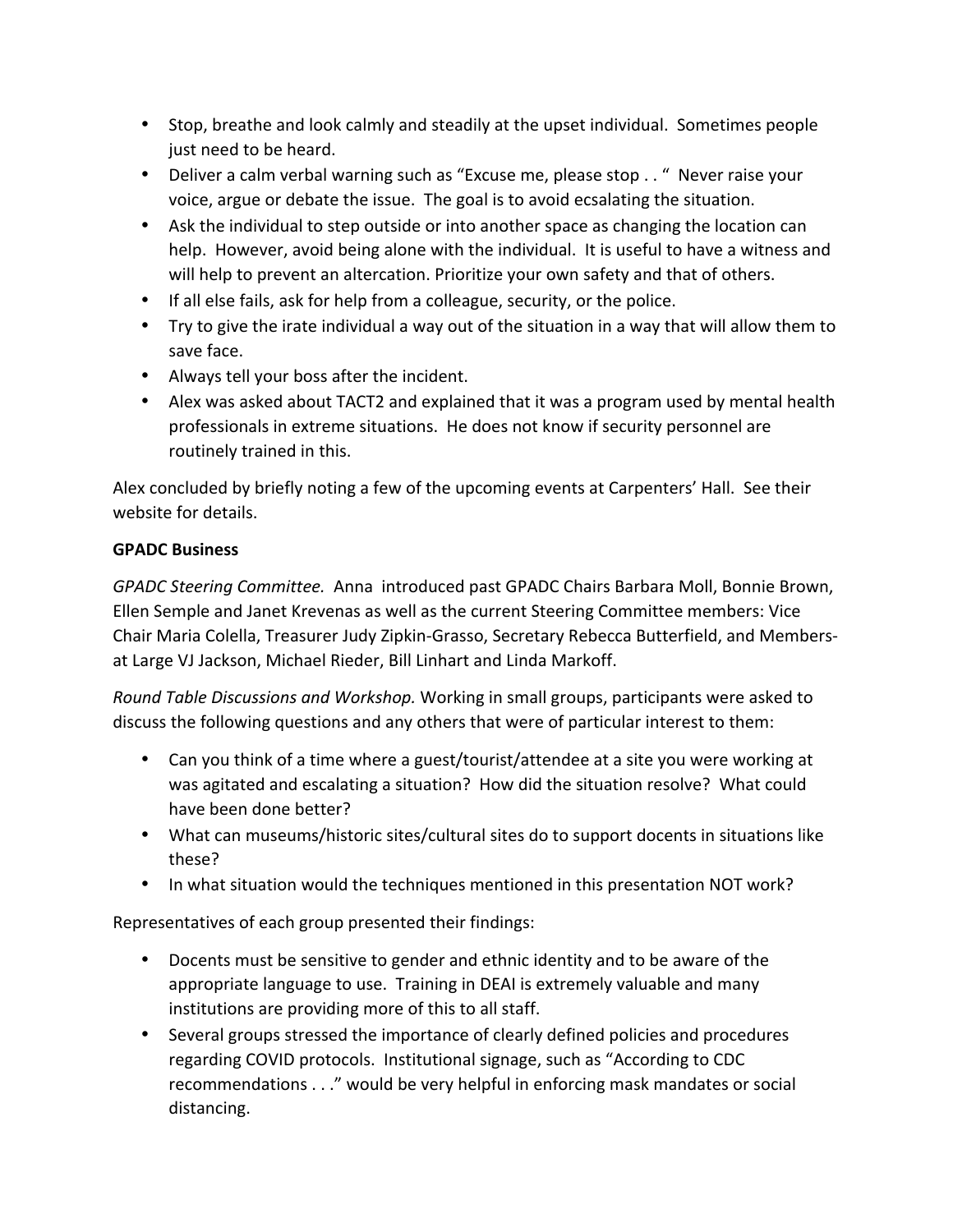- Stop, breathe and look calmly and steadily at the upset individual. Sometimes people just need to be heard.
- Deliver a calm verbal warning such as "Excuse me, please stop . . " Never raise your voice, argue or debate the issue. The goal is to avoid ecsalating the situation.
- Ask the individual to step outside or into another space as changing the location can help. However, avoid being alone with the individual. It is useful to have a witness and will help to prevent an altercation. Prioritize your own safety and that of others.
- If all else fails, ask for help from a colleague, security, or the police.
- Try to give the irate individual a way out of the situation in a way that will allow them to save face.
- Always tell your boss after the incident.
- Alex was asked about TACT2 and explained that it was a program used by mental health professionals in extreme situations. He does not know if security personnel are routinely trained in this.

Alex concluded by briefly noting a few of the upcoming events at Carpenters' Hall. See their website for details.

**GPADC Business**

*GPADC Steering Committee.* Anna introduced past GPADC Chairs Barbara Moll, Bonnie Brown, Ellen Semple and Janet Krevenas as well as the current Steering Committee members: Vice Chair Maria Colella, Treasurer Judy Zipkin-Grasso, Secretary Rebecca Butterfield, and Members-at Large VJ Jackson, Michael Rieder, Bill Linhart and Linda Markoff.

*Round Table Discussions and Workshop.* Working in small groups, participants were asked to discuss the following questions and any others that were of particular interest to them:

- Can you think of a time where a guest/tourist/attendee at a site you were working at was agitated and escalating a situation? How did the situation resolve? What could have been done better?
- What can museums/historic sites/cultural sites do to support docents in situations like these?
- In what situation would the techniques mentioned in this presentation NOT work?

Representatives of each group presented their findings:

- Docents must be sensitive to gender and ethnic identity and to be aware of the appropriate language to use. Training in DEAI is extremely valuable and many institutions are providing more of this to all staff.
- Several groups stressed the importance of clearly defined policies and procedures regarding COVID protocols. Institutional signage, such as "According to CDC recommendations . . ." would be very helpful in enforcing mask mandates or social distancing.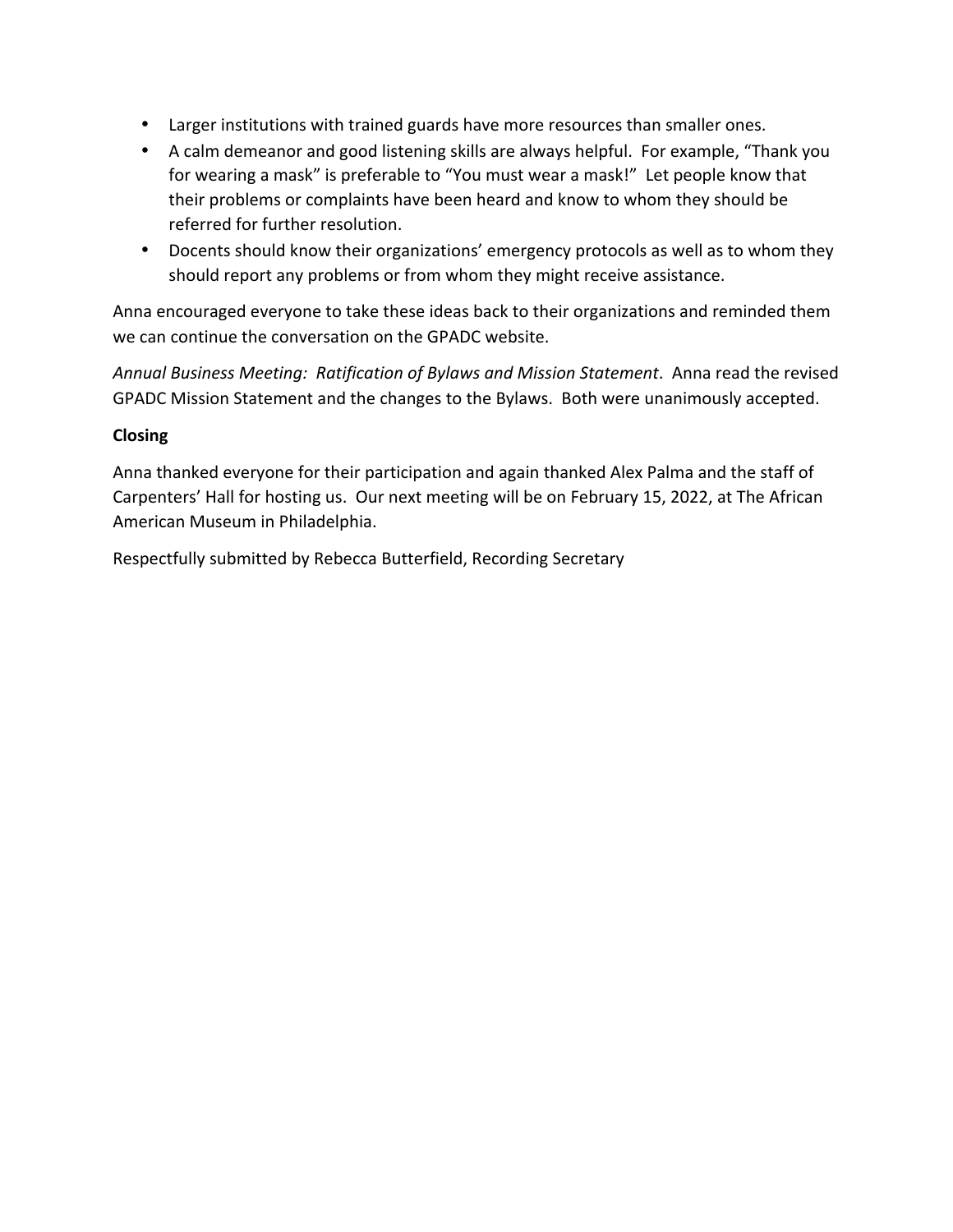- Larger institutions with trained guards have more resources than smaller ones.
- A calm demeanor and good listening skills are always helpful. For example, "Thank you for wearing a mask" is preferable to "You must wear a mask!" Let people know that their problems or complaints have been heard and know to whom they should be referred for further resolution.
- Docents should know their organizations' emergency protocols as well as to whom they should report any problems or from whom they might receive assistance.

Anna encouraged everyone to take these ideas back to their organizations and reminded them we can continue the conversation on the GPADC website.

*Annual Business Meeting: Ratification of Bylaws and Mission Statement*. Anna read the revised GPADC Mission Statement and the changes to the Bylaws. Both were unanimously accepted.

**Closing**

Anna thanked everyone for their participation and again thanked Alex Palma and the staff of Carpenters' Hall for hosting us. Our next meeting will be on February 15, 2022, at The African American Museum in Philadelphia.

Respectfully submitted by Rebecca Butterfield, Recording Secretary